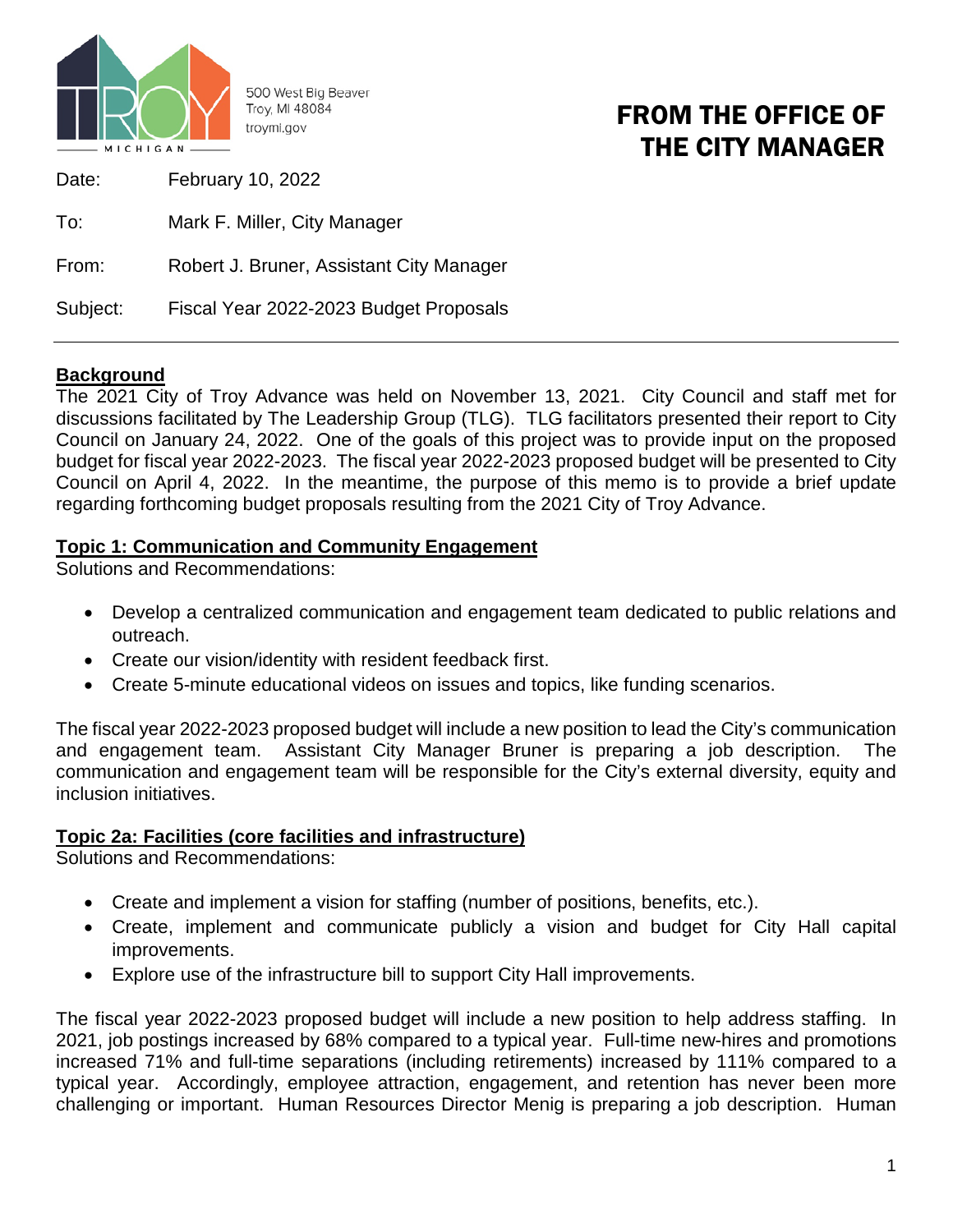500 West Big Beaver
Troy, MI 48084
troymi.gov

# FROM THE OFFICE OF THE CITY MANAGER

Date: February 10, 2022

To: Mark F. Miller, City Manager

From: Robert J. Bruner, Assistant City Manager

Subject: Fiscal Year 2022-2023 Budget Proposals

---

## Background

The 2021 City of Troy Advance was held on November 13, 2021. City Council and staff met for discussions facilitated by The Leadership Group (TLG). TLG facilitators presented their report to City Council on January 24, 2022. One of the goals of this project was to provide input on the proposed budget for fiscal year 2022-2023. The fiscal year 2022-2023 proposed budget will be presented to City Council on April 4, 2022. In the meantime, the purpose of this memo is to provide a brief update regarding forthcoming budget proposals resulting from the 2021 City of Troy Advance.

## Topic 1: Communication and Community Engagement

Solutions and Recommendations:

- Develop a centralized communication and engagement team dedicated to public relations and outreach.
- Create our vision/identity with resident feedback first.
- Create 5-minute educational videos on issues and topics, like funding scenarios.

The fiscal year 2022-2023 proposed budget will include a new position to lead the City's communication and engagement team. Assistant City Manager Bruner is preparing a job description. The communication and engagement team will be responsible for the City's external diversity, equity and inclusion initiatives.

## Topic 2a: Facilities (core facilities and infrastructure)

Solutions and Recommendations:

- Create and implement a vision for staffing (number of positions, benefits, etc.).
- Create, implement and communicate publicly a vision and budget for City Hall capital improvements.
- Explore use of the infrastructure bill to support City Hall improvements.

The fiscal year 2022-2023 proposed budget will include a new position to help address staffing. In 2021, job postings increased by 68% compared to a typical year. Full-time new-hires and promotions increased 71% and full-time separations (including retirements) increased by 111% compared to a typical year. Accordingly, employee attraction, engagement, and retention has never been more challenging or important. Human Resources Director Menig is preparing a job description. Human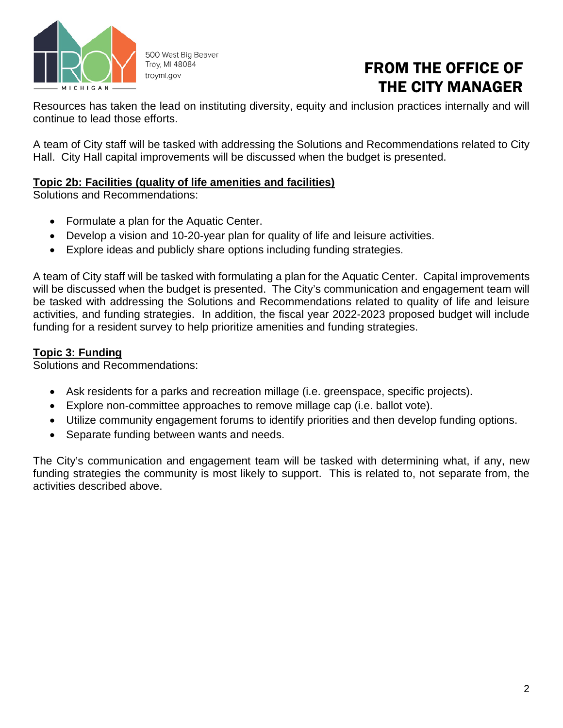Resources has taken the lead on instituting diversity, equity and inclusion practices internally and will continue to lead those efforts.

A team of City staff will be tasked with addressing the Solutions and Recommendations related to City Hall. City Hall capital improvements will be discussed when the budget is presented.

**Topic 2b: Facilities (quality of life amenities and facilities)**
Solutions and Recommendations:

- Formulate a plan for the Aquatic Center.
- Develop a vision and 10-20-year plan for quality of life and leisure activities.
- Explore ideas and publicly share options including funding strategies.

A team of City staff will be tasked with formulating a plan for the Aquatic Center. Capital improvements will be discussed when the budget is presented. The City's communication and engagement team will be tasked with addressing the Solutions and Recommendations related to quality of life and leisure activities, and funding strategies. In addition, the fiscal year 2022-2023 proposed budget will include funding for a resident survey to help prioritize amenities and funding strategies.

**Topic 3: Funding**
Solutions and Recommendations:

- Ask residents for a parks and recreation millage (i.e. greenspace, specific projects).
- Explore non-committee approaches to remove millage cap (i.e. ballot vote).
- Utilize community engagement forums to identify priorities and then develop funding options.
- Separate funding between wants and needs.

The City's communication and engagement team will be tasked with determining what, if any, new funding strategies the community is most likely to support. This is related to, not separate from, the activities described above.